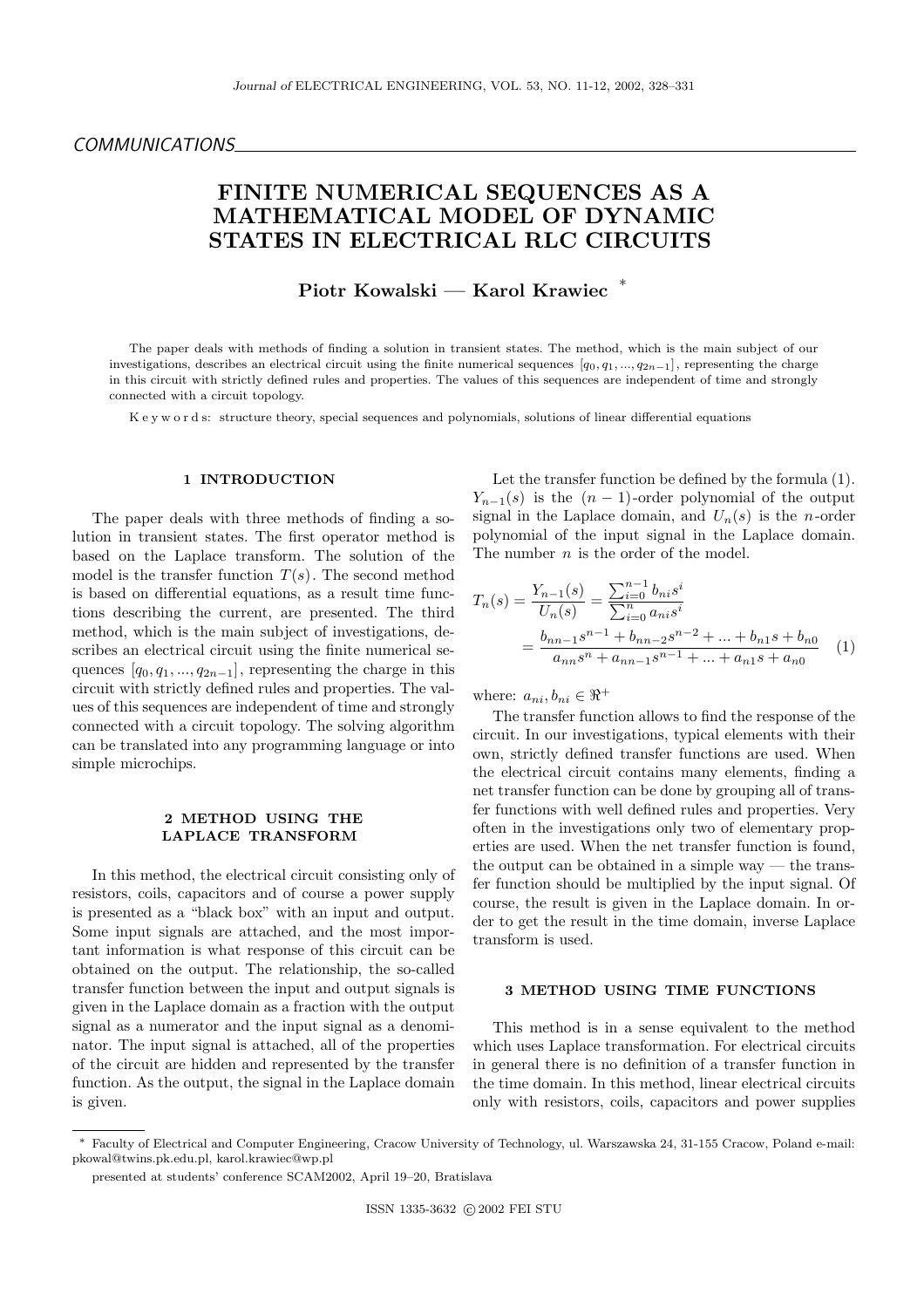COMMUNICATIONS

# FINITE NUMERICAL SEQUENCES AS A MATHEMATICAL MODEL OF DYNAMIC STATES IN ELECTRICAL RLC CIRCUITS

**Piotr Kowalski — Karol Krawiec** *

The paper deals with methods of finding a solution in transient states. The method, which is the main subject of our investigations, describes an electrical circuit using the finite numerical sequences $[q_0, q_1, ..., q_{2n-1}]$, representing the charge in this circuit with strictly defined rules and properties. The values of this sequences are independent of time and strongly connected with a circuit topology.

K e y w o r d s: structure theory, special sequences and polynomials, solutions of linear differential equations

## 1 INTRODUCTION

The paper deals with three methods of finding a solution in transient states. The first operator method is based on the Laplace transform. The solution of the model is the transfer function $T(s)$. The second method is based on differential equations, as a result time functions describing the current, are presented. The third method, which is the main subject of investigations, describes an electrical circuit using the finite numerical sequences $[q_0, q_1, ..., q_{2n-1}]$, representing the charge in this circuit with strictly defined rules and properties. The values of this sequences are independent of time and strongly connected with a circuit topology. The solving algorithm can be translated into any programming language or into simple microchips.

## 2 METHOD USING THE LAPLACE TRANSFORM

In this method, the electrical circuit consisting only of resistors, coils, capacitors and of course a power supply is presented as a "black box" with an input and output. Some input signals are attached, and the most important information is what response of this circuit can be obtained on the output. The relationship, the so-called transfer function between the input and output signals is given in the Laplace domain as a fraction with the output signal as a numerator and the input signal as a denominator. The input signal is attached, all of the properties of the circuit are hidden and represented by the transfer function. As the output, the signal in the Laplace domain is given.

Let the transfer function be defined by the formula (1). $Y_{n-1}(s)$ is the $(n-1)$-order polynomial of the output signal in the Laplace domain, and $U_n(s)$ is the $n$-order polynomial of the input signal in the Laplace domain. The number $n$ is the order of the model.

$$T_n(s) = \frac{Y_{n-1}(s)}{U_n(s)} = \frac{\sum_{i=0}^{n-1} b_{ni}s^i}{\sum_{i=0}^{n} a_{ni}s^i} = \frac{b_{nn-1}s^{n-1} + b_{nn-2}s^{n-2} + ... + b_{n1}s + b_{n0}}{a_{nn}s^n + a_{nn-1}s^{n-1} + ... + a_{n1}s + a_{n0}} \quad (1)$$

where: $a_{ni}, b_{ni} \in \Re^+$

The transfer function allows to find the response of the circuit. In our investigations, typical elements with their own, strictly defined transfer functions are used. When the electrical circuit contains many elements, finding a net transfer function can be done by grouping all of transfer functions with well defined rules and properties. Very often in the investigations only two of elementary properties are used. When the net transfer function is found, the output can be obtained in a simple way — the transfer function should be multiplied by the input signal. Of course, the result is given in the Laplace domain. In order to get the result in the time domain, inverse Laplace transform is used.

## 3 METHOD USING TIME FUNCTIONS

This method is in a sense equivalent to the method which uses Laplace transformation. For electrical circuits in general there is no definition of a transfer function in the time domain. In this method, linear electrical circuits only with resistors, coils, capacitors and power supplies

---

* Faculty of Electrical and Computer Engineering, Cracow University of Technology, ul. Warszawska 24, 31-155 Cracow, Poland e-mail: pkowal@twins.pk.edu.pl, karol.krawiec@wp.pl

presented at students' conference SCAM2002, April 19–20, Bratislava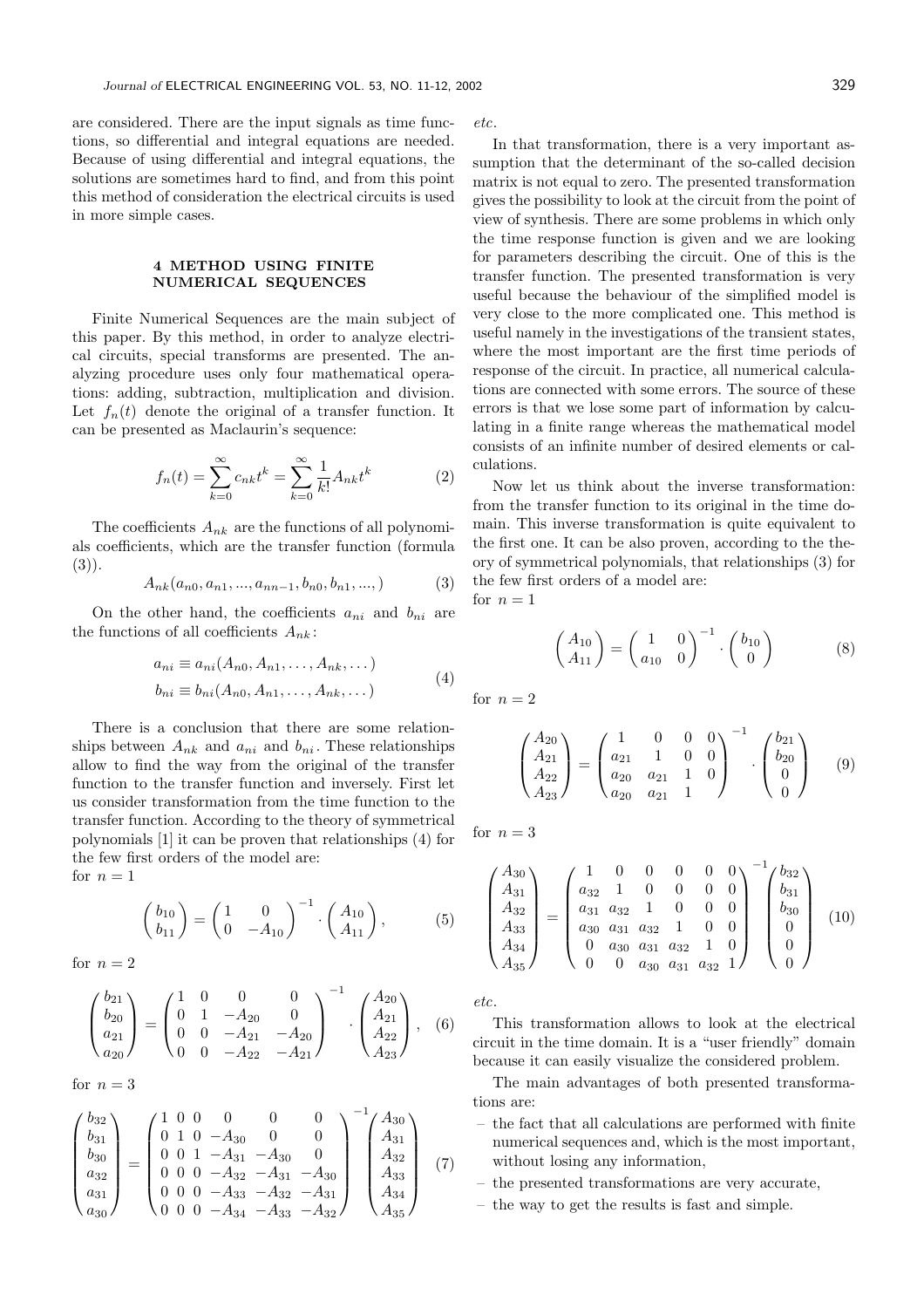are considered. There are the input signals as time functions, so differential and integral equations are needed. Because of using differential and integral equations, the solutions are sometimes hard to find, and from this point this method of consideration the electrical circuits is used in more simple cases.

## 4 METHOD USING FINITE NUMERICAL SEQUENCES

Finite Numerical Sequences are the main subject of this paper. By this method, in order to analyze electrical circuits, special transforms are presented. The analyzing procedure uses only four mathematical operations: adding, subtraction, multiplication and division. Let $f_n(t)$ denote the original of a transfer function. It can be presented as Maclaurin's sequence:

$$f_n(t) = \sum_{k=0}^{\infty} c_{nk} t^k = \sum_{k=0}^{\infty} \frac{1}{k!} A_{nk} t^k \tag{2}$$

The coefficients $A_{nk}$ are the functions of all polynomials coefficients, which are the transfer function (formula (3)).

$$A_{nk}(a_{n0}, a_{n1}, ..., a_{nn-1}, b_{n0}, b_{n1}, ...,) \tag{3}$$

On the other hand, the coefficients $a_{ni}$ and $b_{ni}$ are the functions of all coefficients $A_{nk}$:

$$\begin{aligned} a_{ni} &\equiv a_{ni}(A_{n0}, A_{n1}, \dots, A_{nk}, \dots) \\ b_{ni} &\equiv b_{ni}(A_{n0}, A_{n1}, \dots, A_{nk}, \dots) \end{aligned} \tag{4}$$

There is a conclusion that there are some relationships between $A_{nk}$ and $a_{ni}$ and $b_{ni}$. These relationships allow to find the way from the original of the transfer function to the transfer function and inversely. First let us consider transformation from the time function to the transfer function. According to the theory of symmetrical polynomials [1] it can be proven that relationships (4) for the few first orders of the model are:
for $n = 1$

$$\begin{pmatrix} b_{10} \\ b_{11} \end{pmatrix} = \begin{pmatrix} 1 & 0 \\ 0 & -A_{10} \end{pmatrix}^{-1} \cdot \begin{pmatrix} A_{10} \\ A_{11} \end{pmatrix}, \tag{5}$$

for $n = 2$

$$\begin{pmatrix} b_{21} \\ b_{20} \\ a_{21} \\ a_{20} \end{pmatrix} = \begin{pmatrix} 1 & 0 & 0 & 0 \\ 0 & 1 & -A_{20} & 0 \\ 0 & 0 & -A_{21} & -A_{20} \\ 0 & 0 & -A_{22} & -A_{21} \end{pmatrix}^{-1} \cdot \begin{pmatrix} A_{20} \\ A_{21} \\ A_{22} \\ A_{23} \end{pmatrix}, \tag{6}$$

for $n = 3$

$$\begin{pmatrix} b_{32} \\ b_{31} \\ b_{30} \\ a_{32} \\ a_{31} \\ a_{30} \end{pmatrix} = \begin{pmatrix} 1 & 0 & 0 & 0 & 0 & 0 \\ 0 & 1 & 0 & -A_{30} & 0 & 0 \\ 0 & 0 & 1 & -A_{31} & -A_{30} & 0 \\ 0 & 0 & 0 & -A_{32} & -A_{31} & -A_{30} \\ 0 & 0 & 0 & -A_{33} & -A_{32} & -A_{31} \\ 0 & 0 & 0 & -A_{34} & -A_{33} & -A_{32} \end{pmatrix}^{-1} \begin{pmatrix} A_{30} \\ A_{31} \\ A_{32} \\ A_{33} \\ A_{34} \\ A_{35} \end{pmatrix} \tag{7}$$

*etc.*

In that transformation, there is a very important assumption that the determinant of the so-called decision matrix is not equal to zero. The presented transformation gives the possibility to look at the circuit from the point of view of synthesis. There are some problems in which only the time response function is given and we are looking for parameters describing the circuit. One of this is the transfer function. The presented transformation is very useful because the behaviour of the simplified model is very close to the more complicated one. This method is useful namely in the investigations of the transient states, where the most important are the first time periods of response of the circuit. In practice, all numerical calculations are connected with some errors. The source of these errors is that we lose some part of information by calculating in a finite range whereas the mathematical model consists of an infinite number of desired elements or calculations.

Now let us think about the inverse transformation: from the transfer function to its original in the time domain. This inverse transformation is quite equivalent to the first one. It can be also proven, according to the theory of symmetrical polynomials, that relationships (3) for the few first orders of a model are:
for $n = 1$

$$\begin{pmatrix} A_{10} \\ A_{11} \end{pmatrix} = \begin{pmatrix} 1 & 0 \\ a_{10} & 0 \end{pmatrix}^{-1} \cdot \begin{pmatrix} b_{10} \\ 0 \end{pmatrix} \tag{8}$$

for $n = 2$

$$\begin{pmatrix} A_{20} \\ A_{21} \\ A_{22} \\ A_{23} \end{pmatrix} = \begin{pmatrix} 1 & 0 & 0 & 0 \\ a_{21} & 1 & 0 & 0 \\ a_{20} & a_{21} & 1 & 0 \\ a_{20} & a_{21} & 1 & \end{pmatrix}^{-1} \cdot \begin{pmatrix} b_{21} \\ b_{20} \\ 0 \\ 0 \end{pmatrix} \tag{9}$$

for $n = 3$

$$\begin{pmatrix} A_{30} \\ A_{31} \\ A_{32} \\ A_{33} \\ A_{34} \\ A_{35} \end{pmatrix} = \begin{pmatrix} 1 & 0 & 0 & 0 & 0 & 0 \\ a_{32} & 1 & 0 & 0 & 0 & 0 \\ a_{31} & a_{32} & 1 & 0 & 0 & 0 \\ a_{30} & a_{31} & a_{32} & 1 & 0 & 0 \\ 0 & a_{30} & a_{31} & a_{32} & 1 & 0 \\ 0 & 0 & a_{30} & a_{31} & a_{32} & 1 \end{pmatrix}^{-1} \begin{pmatrix} b_{32} \\ b_{31} \\ b_{30} \\ 0 \\ 0 \\ 0 \end{pmatrix} \tag{10}$$

*etc.*

This transformation allows to look at the electrical circuit in the time domain. It is a "user friendly" domain because it can easily visualize the considered problem.

The main advantages of both presented transformations are:

- the fact that all calculations are performed with finite numerical sequences and, which is the most important, without losing any information,
- the presented transformations are very accurate,
- the way to get the results is fast and simple.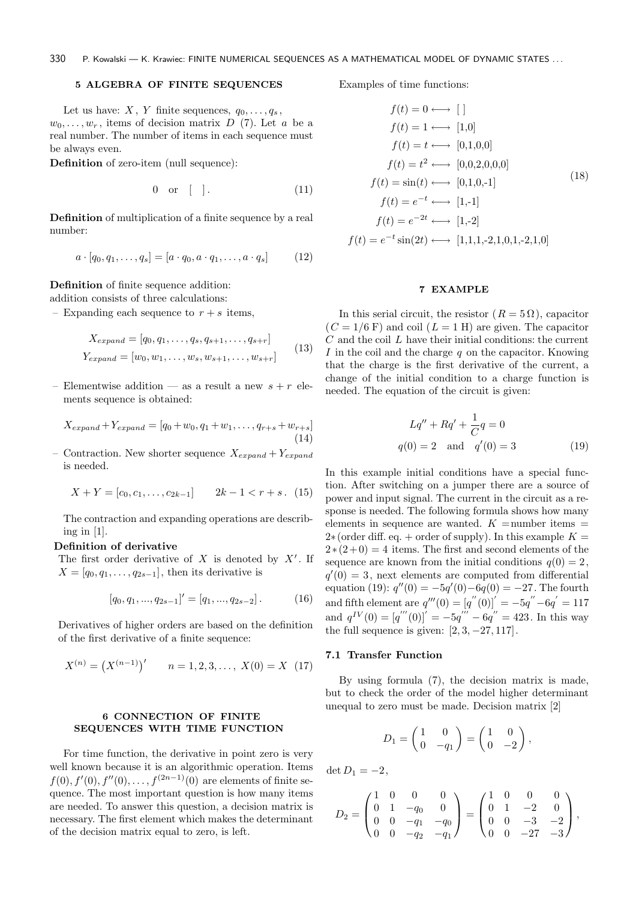## 5 ALGEBRA OF FINITE SEQUENCES

Let us have: $X$, $Y$ finite sequences, $q_0, \ldots, q_s$, $w_0, \ldots, w_r$, items of decision matrix $D$ (7). Let $a$ be a real number. The number of items in each sequence must be always even.

**Definition** of zero-item (null sequence):

$$0 \quad \text{or} \quad [\ \ ]\,. \tag{11}$$

**Definition** of multiplication of a finite sequence by a real number:

$$a \cdot [q_0, q_1, \ldots, q_s] = [a \cdot q_0, a \cdot q_1, \ldots, a \cdot q_s] \tag{12}$$

**Definition** of finite sequence addition:
addition consists of three calculations:

– Expanding each sequence to $r + s$ items,

$$\begin{aligned} X_{expand} &= [q_0, q_1, \ldots, q_s, q_{s+1}, \ldots, q_{s+r}] \\ Y_{expand} &= [w_0, w_1, \ldots, w_s, w_{s+1}, \ldots, w_{s+r}] \end{aligned} \tag{13}$$

– Elementwise addition — as a result a new $s + r$ elements sequence is obtained:

$$X_{expand} + Y_{expand} = [q_0 + w_0, q_1 + w_1, \ldots, q_{r+s} + w_{r+s}] \tag{14}$$

– Contraction. New shorter sequence $X_{expand} + Y_{expand}$ is needed.

$$X + Y = [c_0, c_1, \ldots, c_{2k-1}] \qquad 2k - 1 < r + s\,. \tag{15}$$

The contraction and expanding operations are describing in [1].

**Definition of derivative**
The first order derivative of $X$ is denoted by $X'$. If $X = [q_0, q_1, \ldots, q_{2s-1}]$, then its derivative is

$$[q_0, q_1, ..., q_{2s-1}]' = [q_1, ..., q_{2s-2}]\,. \tag{16}$$

Derivatives of higher orders are based on the definition of the first derivative of a finite sequence:

$$X^{(n)} = \left(X^{(n-1)}\right)' \qquad n = 1, 2, 3, \ldots,\ X(0) = X \tag{17}$$

## 6 CONNECTION OF FINITE SEQUENCES WITH TIME FUNCTION

For time function, the derivative in point zero is very well known because it is an algorithmic operation. Items $f(0), f'(0), f''(0), \ldots, f^{(2n-1)}(0)$ are elements of finite sequence. The most important question is how many items are needed. To answer this question, a decision matrix is necessary. The first element which makes the determinant of the decision matrix equal to zero, is left.

Examples of time functions:

$$\begin{aligned} f(t) = 0 &\longleftrightarrow [\ ] \\ f(t) = 1 &\longleftrightarrow [1,0] \\ f(t) = t &\longleftrightarrow [0,1,0,0] \\ f(t) = t^2 &\longleftrightarrow [0,0,2,0,0,0] \\ f(t) = \sin(t) &\longleftrightarrow [0,1,0,-1] \\ f(t) = e^{-t} &\longleftrightarrow [1,-1] \\ f(t) = e^{-2t} &\longleftrightarrow [1,-2] \\ f(t) = e^{-t}\sin(2t) &\longleftrightarrow [1,1,1,-2,1,0,1,-2,1,0] \end{aligned} \tag{18}$$

## 7 EXAMPLE

In this serial circuit, the resistor ($R = 5\,\Omega$), capacitor ($C = 1/6$ F) and coil ($L = 1$ H) are given. The capacitor $C$ and the coil $L$ have their initial conditions: the current $I$ in the coil and the charge $q$ on the capacitor. Knowing that the charge is the first derivative of the current, a change of the initial condition to a charge function is needed. The equation of the circuit is given:

$$\begin{aligned} &Lq'' + Rq' + \frac{1}{C}q = 0 \\ &q(0) = 2 \quad \text{and} \quad q'(0) = 3 \end{aligned} \tag{19}$$

In this example initial conditions have a special function. After switching on a jumper there are a source of power and input signal. The current in the circuit as a response is needed. The following formula shows how many elements in sequence are wanted. $K$ =number items = $2*$(order diff. eq. + order of supply). In this example $K = 2*(2+0) = 4$ items. The first and second elements of the sequence are known from the initial conditions $q(0) = 2$, $q'(0) = 3$, next elements are computed from differential equation (19): $q''(0) = -5q'(0) - 6q(0) = -27$. The fourth and fifth element are $q'''(0) = [q''(0)]' = -5q'' - 6q' = 117$ and $q^{IV}(0) = [q'''(0)]' = -5q''' - 6q'' = 423$. In this way the full sequence is given: $[2, 3, -27, 117]$.

### 7.1 Transfer Function

By using formula (7), the decision matrix is made, but to check the order of the model higher determinant unequal to zero must be made. Decision matrix [2]

$$D_1 = \begin{pmatrix} 1 & 0 \\ 0 & -q_1 \end{pmatrix} = \begin{pmatrix} 1 & 0 \\ 0 & -2 \end{pmatrix},$$

$\det D_1 = -2$,

$$D_2 = \begin{pmatrix} 1 & 0 & 0 & 0 \\ 0 & 1 & -q_0 & 0 \\ 0 & 0 & -q_1 & -q_0 \\ 0 & 0 & -q_2 & -q_1 \end{pmatrix} = \begin{pmatrix} 1 & 0 & 0 & 0 \\ 0 & 1 & -2 & 0 \\ 0 & 0 & -3 & -2 \\ 0 & 0 & -27 & -3 \end{pmatrix},$$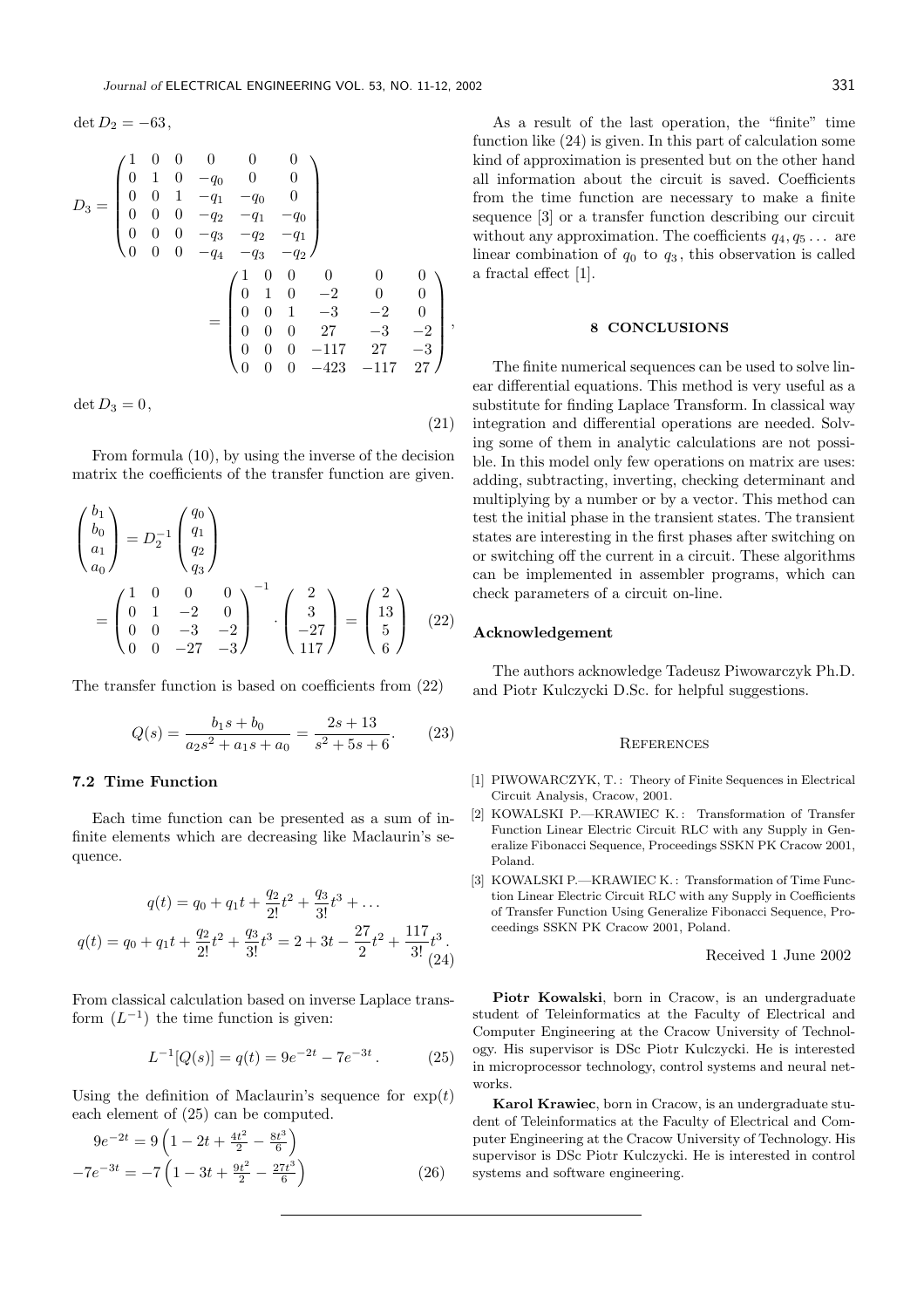$\det D_2 = -63$,

$$D_3 = \begin{pmatrix} 1 & 0 & 0 & 0 & 0 & 0 \\ 0 & 1 & 0 & -q_0 & 0 & 0 \\ 0 & 0 & 1 & -q_1 & -q_0 & 0 \\ 0 & 0 & 0 & -q_2 & -q_1 & -q_0 \\ 0 & 0 & 0 & -q_3 & -q_2 & -q_1 \\ 0 & 0 & 0 & -q_4 & -q_3 & -q_2 \end{pmatrix} = \begin{pmatrix} 1 & 0 & 0 & 0 & 0 & 0 \\ 0 & 1 & 0 & -2 & 0 & 0 \\ 0 & 0 & 1 & -3 & -2 & 0 \\ 0 & 0 & 0 & 27 & -3 & -2 \\ 0 & 0 & 0 & -117 & 27 & -3 \\ 0 & 0 & 0 & -423 & -117 & 27 \end{pmatrix},$$

$$\det D_3 = 0, \tag{21}$$

From formula (10), by using the inverse of the decision matrix the coefficients of the transfer function are given.

$$\begin{pmatrix} b_1 \\ b_0 \\ a_1 \\ a_0 \end{pmatrix} = D_2^{-1} \begin{pmatrix} q_0 \\ q_1 \\ q_2 \\ q_3 \end{pmatrix} = \begin{pmatrix} 1 & 0 & 0 & 0 \\ 0 & 1 & -2 & 0 \\ 0 & 0 & -3 & -2 \\ 0 & 0 & -27 & -3 \end{pmatrix}^{-1} \cdot \begin{pmatrix} 2 \\ 3 \\ -27 \\ 117 \end{pmatrix} = \begin{pmatrix} 2 \\ 13 \\ 5 \\ 6 \end{pmatrix} \tag{22}$$

The transfer function is based on coefficients from (22)

$$Q(s) = \frac{b_1 s + b_0}{a_2 s^2 + a_1 s + a_0} = \frac{2s + 13}{s^2 + 5s + 6}. \tag{23}$$

### 7.2 Time Function

Each time function can be presented as a sum of infinite elements which are decreasing like Maclaurin's sequence.

$$q(t) = q_0 + q_1 t + \frac{q_2}{2!} t^2 + \frac{q_3}{3!} t^3 + \dots$$

$$q(t) = q_0 + q_1 t + \frac{q_2}{2!} t^2 + \frac{q_3}{3!} t^3 = 2 + 3t - \frac{27}{2} t^2 + \frac{117}{3!} t^3. \tag{24}$$

From classical calculation based on inverse Laplace transform $(L^{-1})$ the time function is given:

$$L^{-1}[Q(s)] = q(t) = 9e^{-2t} - 7e^{-3t}. \tag{25}$$

Using the definition of Maclaurin's sequence for $\exp(t)$ each element of (25) can be computed.

$$9e^{-2t} = 9\left(1 - 2t + \tfrac{4t^2}{2} - \tfrac{8t^3}{6}\right)$$
$$-7e^{-3t} = -7\left(1 - 3t + \tfrac{9t^2}{2} - \tfrac{27t^3}{6}\right) \tag{26}$$

As a result of the last operation, the "finite" time function like (24) is given. In this part of calculation some kind of approximation is presented but on the other hand all information about the circuit is saved. Coefficients from the time function are necessary to make a finite sequence [3] or a transfer function describing our circuit without any approximation. The coefficients $q_4, q_5 \dots$ are linear combination of $q_0$ to $q_3$, this observation is called a fractal effect [1].

## 8 CONCLUSIONS

The finite numerical sequences can be used to solve linear differential equations. This method is very useful as a substitute for finding Laplace Transform. In classical way integration and differential operations are needed. Solving some of them in analytic calculations are not possible. In this model only few operations on matrix are uses: adding, subtracting, inverting, checking determinant and multiplying by a number or by a vector. This method can test the initial phase in the transient states. The transient states are interesting in the first phases after switching on or switching off the current in a circuit. These algorithms can be implemented in assembler programs, which can check parameters of a circuit on-line.

### Acknowledgement

The authors acknowledge Tadeusz Piwowarczyk Ph.D. and Piotr Kulczycki D.Sc. for helpful suggestions.

## References

[1] PIWOWARCZYK, T. : Theory of Finite Sequences in Electrical Circuit Analysis, Cracow, 2001.

[2] KOWALSKI P.—KRAWIEC K. : Transformation of Transfer Function Linear Electric Circuit RLC with any Supply in Generalize Fibonacci Sequence, Proceedings SSKN PK Cracow 2001, Poland.

[3] KOWALSKI P.—KRAWIEC K. : Transformation of Time Function Linear Electric Circuit RLC with any Supply in Coefficients of Transfer Function Using Generalize Fibonacci Sequence, Proceedings SSKN PK Cracow 2001, Poland.

Received 1 June 2002

**Piotr Kowalski**, born in Cracow, is an undergraduate student of Teleinformatics at the Faculty of Electrical and Computer Engineering at the Cracow University of Technology. His supervisor is DSc Piotr Kulczycki. He is interested in microprocessor technology, control systems and neural networks.

**Karol Krawiec**, born in Cracow, is an undergraduate student of Teleinformatics at the Faculty of Electrical and Computer Engineering at the Cracow University of Technology. His supervisor is DSc Piotr Kulczycki. He is interested in control systems and software engineering.